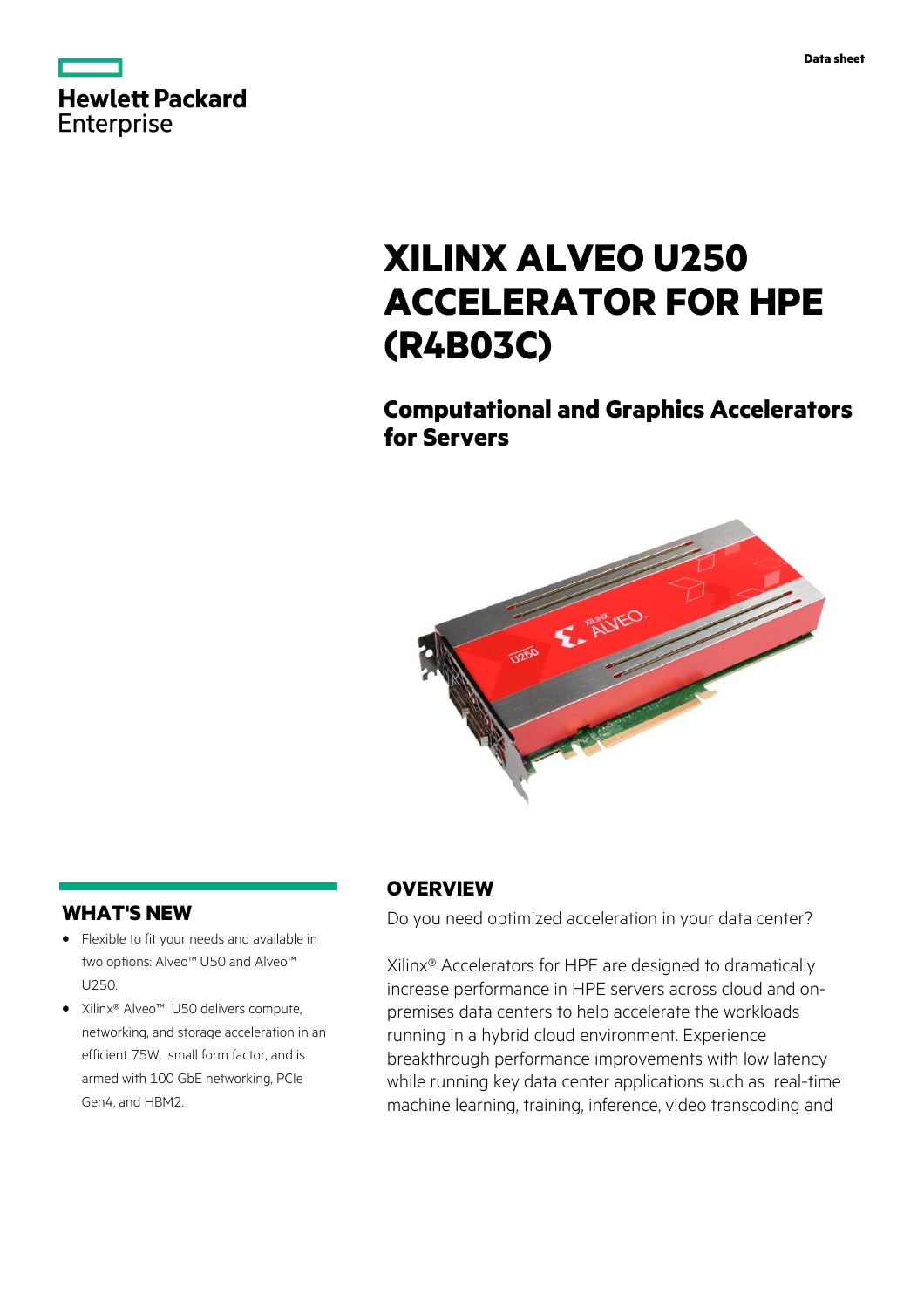Hewlett Packard Enterprise

Data sheet

# XILINX ALVEO U250 ACCELERATOR FOR HPE (R4B03C)

## Computational and Graphics Accelerators for Servers

## WHAT'S NEW

- Flexible to fit your needs and available in two options: Alveo™ U50 and Alveo™ U250.
- Xilinx® Alveo™ U50 delivers compute, networking, and storage acceleration in an efficient 75W, small form factor, and is armed with 100 GbE networking, PCIe Gen4, and HBM2.

## OVERVIEW

Do you need optimized acceleration in your data center?

Xilinx® Accelerators for HPE are designed to dramatically increase performance in HPE servers across cloud and on-premises data centers to help accelerate the workloads running in a hybrid cloud environment. Experience breakthrough performance improvements with low latency while running key data center applications such as real-time machine learning, training, inference, video transcoding and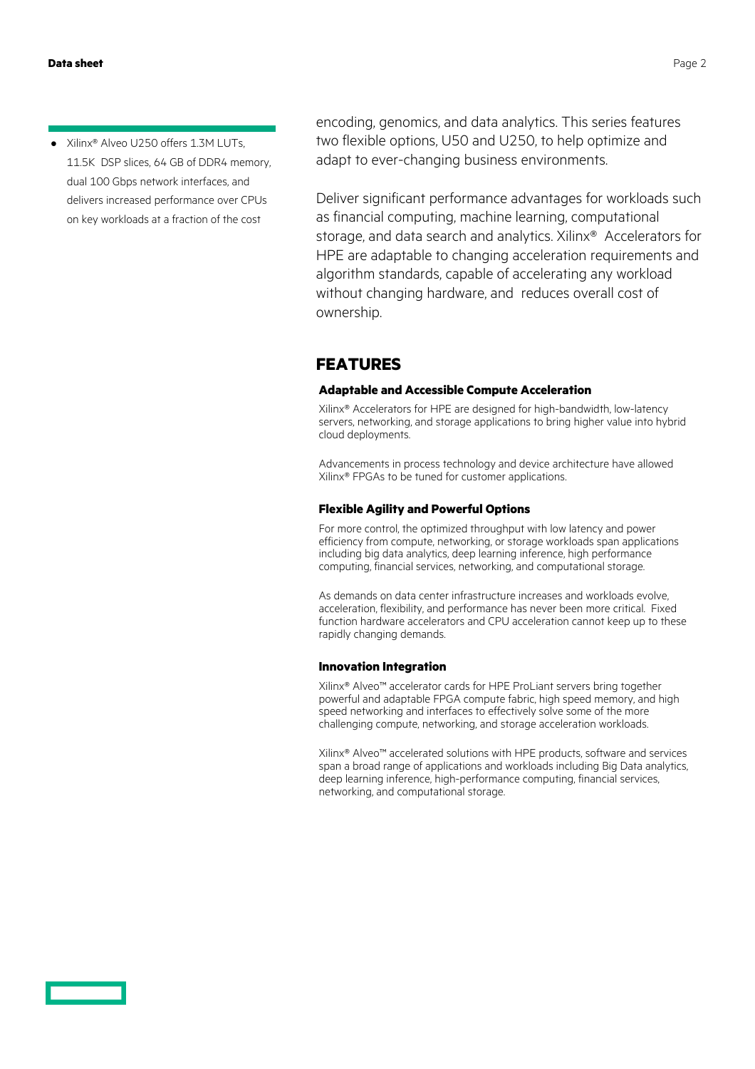- Xilinx® Alveo U250 offers 1.3M LUTs, 11.5K DSP slices, 64 GB of DDR4 memory, dual 100 Gbps network interfaces, and delivers increased performance over CPUs on key workloads at a fraction of the cost

encoding, genomics, and data analytics. This series features two flexible options, U50 and U250, to help optimize and adapt to ever-changing business environments.

Deliver significant performance advantages for workloads such as financial computing, machine learning, computational storage, and data search and analytics. Xilinx® Accelerators for HPE are adaptable to changing acceleration requirements and algorithm standards, capable of accelerating any workload without changing hardware, and reduces overall cost of ownership.

## FEATURES

### Adaptable and Accessible Compute Acceleration

Xilinx® Accelerators for HPE are designed for high-bandwidth, low-latency servers, networking, and storage applications to bring higher value into hybrid cloud deployments.

Advancements in process technology and device architecture have allowed Xilinx® FPGAs to be tuned for customer applications.

### Flexible Agility and Powerful Options

For more control, the optimized throughput with low latency and power efficiency from compute, networking, or storage workloads span applications including big data analytics, deep learning inference, high performance computing, financial services, networking, and computational storage.

As demands on data center infrastructure increases and workloads evolve, acceleration, flexibility, and performance has never been more critical. Fixed function hardware accelerators and CPU acceleration cannot keep up to these rapidly changing demands.

### Innovation Integration

Xilinx® Alveo™ accelerator cards for HPE ProLiant servers bring together powerful and adaptable FPGA compute fabric, high speed memory, and high speed networking and interfaces to effectively solve some of the more challenging compute, networking, and storage acceleration workloads.

Xilinx® Alveo™ accelerated solutions with HPE products, software and services span a broad range of applications and workloads including Big Data analytics, deep learning inference, high-performance computing, financial services, networking, and computational storage.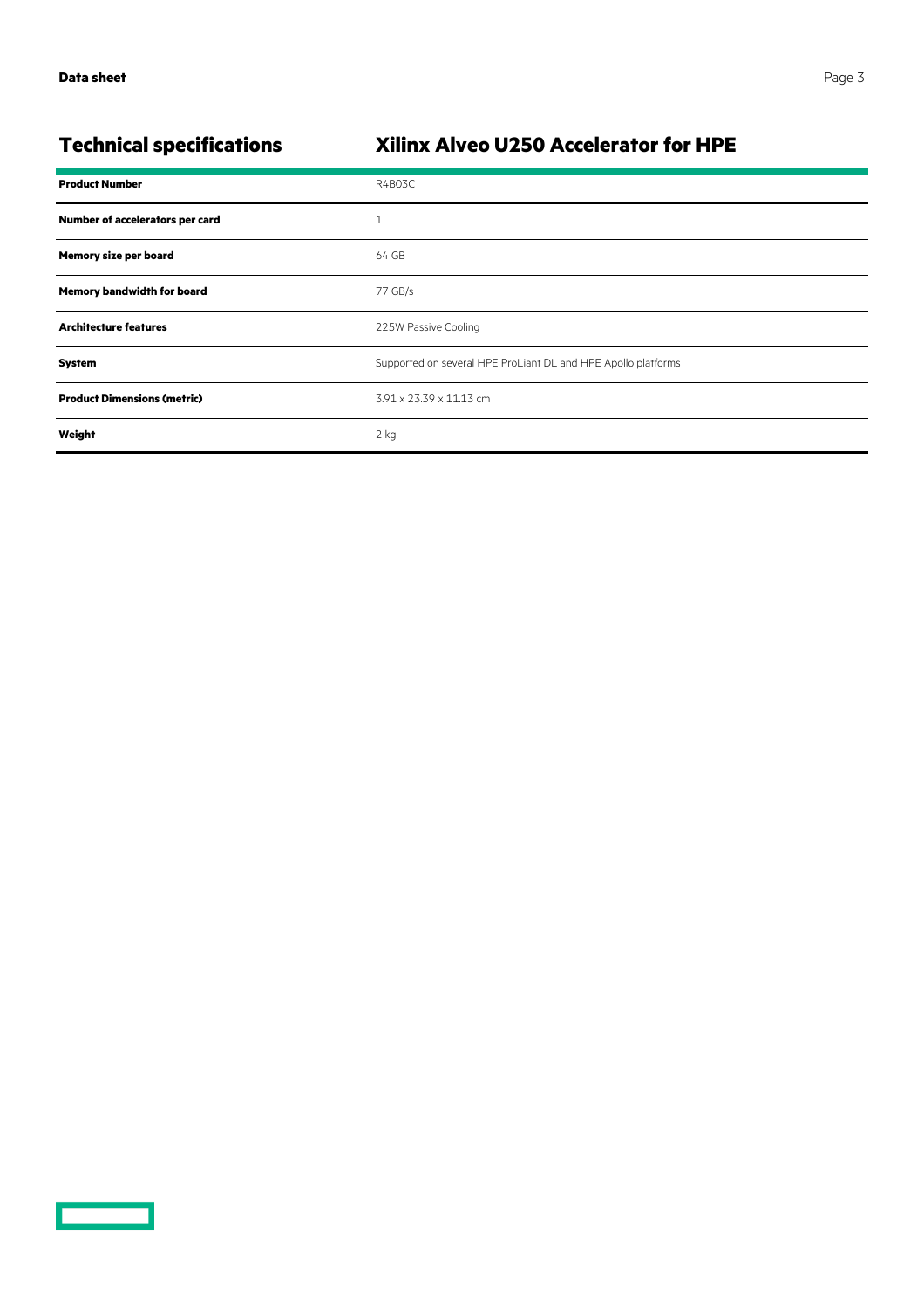## Technical specifications

| Xilinx Alveo U250 Accelerator for HPE | |
|---|---|
| **Product Number** | R4B03C |
| **Number of accelerators per card** | 1 |
| **Memory size per board** | 64 GB |
| **Memory bandwidth for board** | 77 GB/s |
| **Architecture features** | 225W Passive Cooling |
| **System** | Supported on several HPE ProLiant DL and HPE Apollo platforms |
| **Product Dimensions (metric)** | 3.91 x 23.39 x 11.13 cm |
| **Weight** | 2 kg |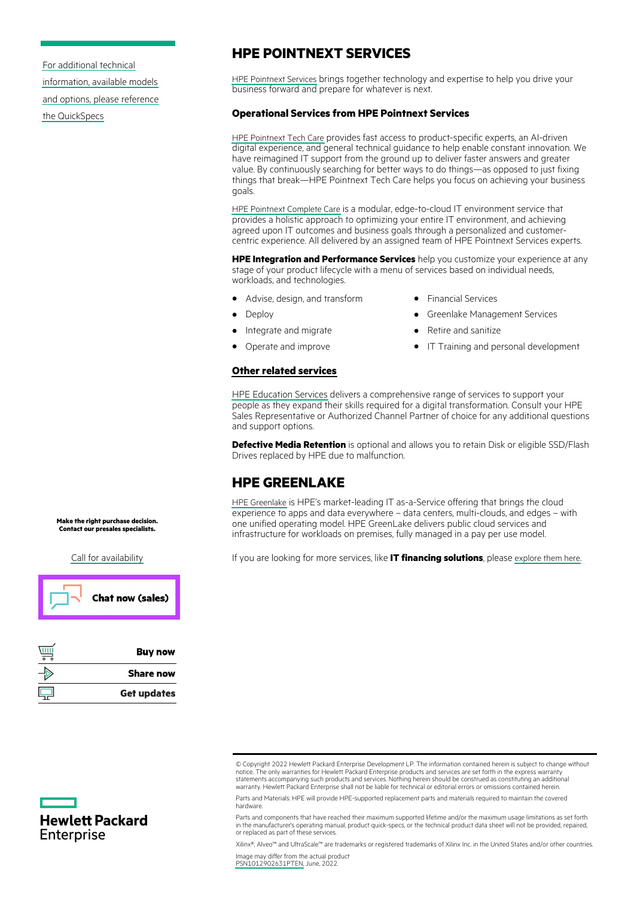For additional technical information, available models and options, please reference the QuickSpecs

## HPE POINTNEXT SERVICES

HPE Pointnext Services brings together technology and expertise to help you drive your business forward and prepare for whatever is next.

### Operational Services from HPE Pointnext Services

HPE Pointnext Tech Care provides fast access to product-specific experts, an AI-driven digital experience, and general technical guidance to help enable constant innovation. We have reimagined IT support from the ground up to deliver faster answers and greater value. By continuously searching for better ways to do things—as opposed to just fixing things that break—HPE Pointnext Tech Care helps you focus on achieving your business goals.

HPE Pointnext Complete Care is a modular, edge-to-cloud IT environment service that provides a holistic approach to optimizing your entire IT environment, and achieving agreed upon IT outcomes and business goals through a personalized and customer-centric experience. All delivered by an assigned team of HPE Pointnext Services experts.

**HPE Integration and Performance Services** help you customize your experience at any stage of your product lifecycle with a menu of services based on individual needs, workloads, and technologies.

- Advise, design, and transform
- Deploy
- Integrate and migrate
- Operate and improve
- Financial Services
- Greenlake Management Services
- Retire and sanitize
- IT Training and personal development

### Other related services

HPE Education Services delivers a comprehensive range of services to support your people as they expand their skills required for a digital transformation. Consult your HPE Sales Representative or Authorized Channel Partner of choice for any additional questions and support options.

**Defective Media Retention** is optional and allows you to retain Disk or eligible SSD/Flash Drives replaced by HPE due to malfunction.

## HPE GREENLAKE

HPE Greenlake is HPE's market-leading IT as-a-Service offering that brings the cloud experience to apps and data everywhere – data centers, multi-clouds, and edges – with one unified operating model. HPE GreenLake delivers public cloud services and infrastructure for workloads on premises, fully managed in a pay per use model.

If you are looking for more services, like **IT financing solutions**, please explore them here.

**Make the right purchase decision. Contact our presales specialists.**

Call for availability

**Chat now (sales)**

**Buy now**

**Share now**

**Get updates**

© Copyright 2022 Hewlett Packard Enterprise Development LP. The information contained herein is subject to change without notice. The only warranties for Hewlett Packard Enterprise products and services are set forth in the express warranty statements accompanying such products and services. Nothing herein should be construed as constituting an additional warranty. Hewlett Packard Enterprise shall not be liable for technical or editorial errors or omissions contained herein.

Parts and Materials: HPE will provide HPE-supported replacement parts and materials required to maintain the covered hardware.

Parts and components that have reached their maximum supported lifetime and/or the maximum usage limitations as set forth in the manufacturer's operating manual, product quick-specs, or the technical product data sheet will not be provided, repaired, or replaced as part of these services.

Xilinx®, Alveo™ and UltraScale™ are trademarks or registered trademarks of Xilinx Inc. in the United States and/or other countries.

Image may differ from the actual product

PSN1012902631PTEN, June, 2022.

**Hewlett Packard Enterprise**